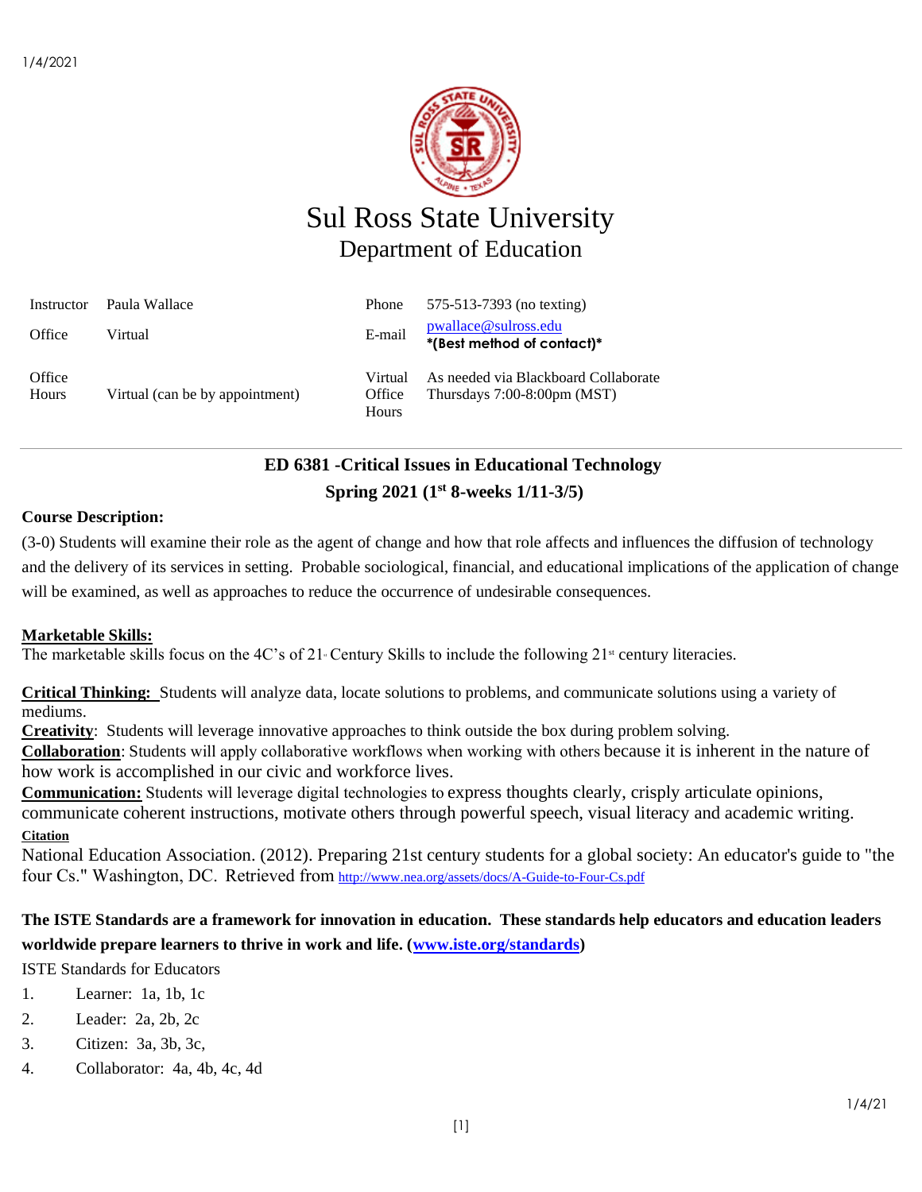# Sul Ross State University

## Department of Education

| Instructor | Paula Wallace | Phone | 575-513-7393 (no texting) |
|---|---|---|---|
| Office | Virtual | E-mail | pwallace@sulross.edu **\*(Best method of contact)\*** |
| Office Hours | Virtual (can be by appointment) | Virtual Office Hours | As needed via Blackboard Collaborate Thursdays 7:00-8:00pm (MST) |

**ED 6381 -Critical Issues in Educational Technology**

**Spring 2021 (1st 8-weeks 1/11-3/5)**

**Course Description:**

(3-0) Students will examine their role as the agent of change and how that role affects and influences the diffusion of technology and the delivery of its services in setting. Probable sociological, financial, and educational implications of the application of change will be examined, as well as approaches to reduce the occurrence of undesirable consequences.

**Marketable Skills:**

The marketable skills focus on the 4C's of 21st Century Skills to include the following 21st century literacies.

**Critical Thinking:** Students will analyze data, locate solutions to problems, and communicate solutions using a variety of mediums.
**Creativity**: Students will leverage innovative approaches to think outside the box during problem solving.
**Collaboration**: Students will apply collaborative workflows when working with others because it is inherent in the nature of how work is accomplished in our civic and workforce lives.
**Communication:** Students will leverage digital technologies to express thoughts clearly, crisply articulate opinions, communicate coherent instructions, motivate others through powerful speech, visual literacy and academic writing.

**Citation**

National Education Association. (2012). Preparing 21st century students for a global society: An educator's guide to "the four Cs." Washington, DC. Retrieved from http://www.nea.org/assets/docs/A-Guide-to-Four-Cs.pdf

**The ISTE Standards are a framework for innovation in education. These standards help educators and education leaders worldwide prepare learners to thrive in work and life. (www.iste.org/standards)**

ISTE Standards for Educators

1. Learner: 1a, 1b, 1c
2. Leader: 2a, 2b, 2c
3. Citizen: 3a, 3b, 3c,
4. Collaborator: 4a, 4b, 4c, 4d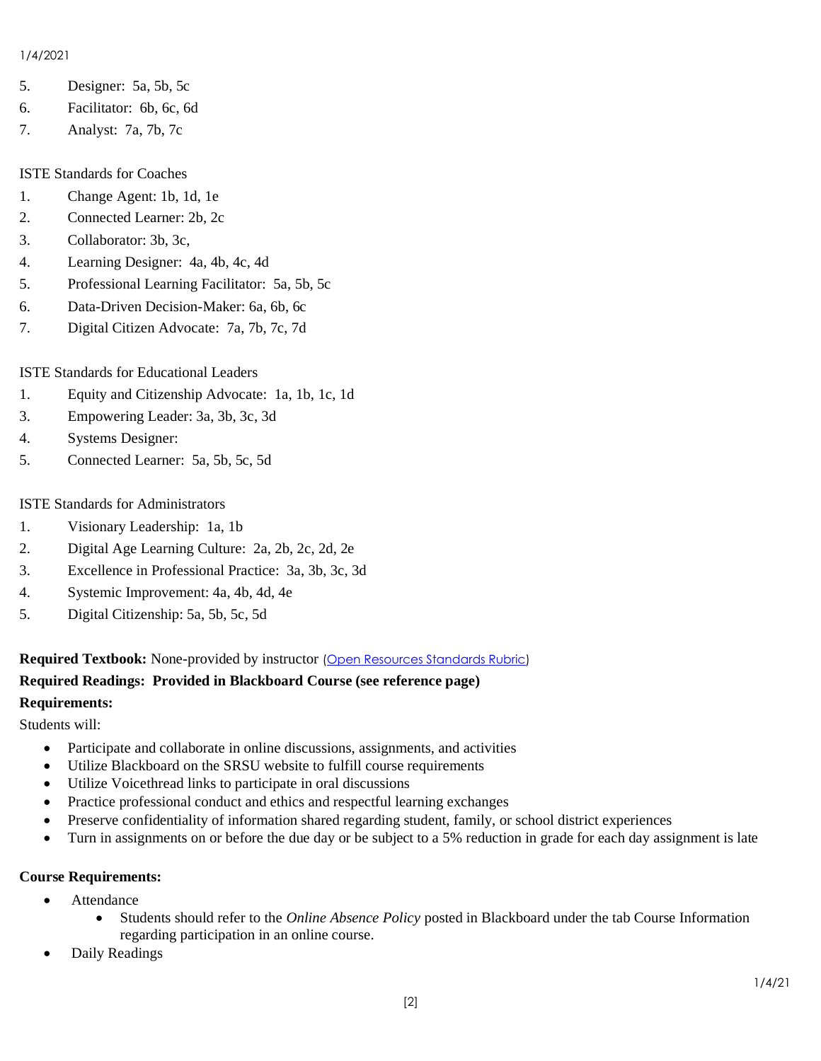5. Designer: 5a, 5b, 5c
6. Facilitator: 6b, 6c, 6d
7. Analyst: 7a, 7b, 7c

ISTE Standards for Coaches

1. Change Agent: 1b, 1d, 1e
2. Connected Learner: 2b, 2c
3. Collaborator: 3b, 3c,
4. Learning Designer: 4a, 4b, 4c, 4d
5. Professional Learning Facilitator: 5a, 5b, 5c
6. Data-Driven Decision-Maker: 6a, 6b, 6c
7. Digital Citizen Advocate: 7a, 7b, 7c, 7d

ISTE Standards for Educational Leaders

1. Equity and Citizenship Advocate: 1a, 1b, 1c, 1d
3. Empowering Leader: 3a, 3b, 3c, 3d
4. Systems Designer:
5. Connected Learner: 5a, 5b, 5c, 5d

ISTE Standards for Administrators

1. Visionary Leadership: 1a, 1b
2. Digital Age Learning Culture: 2a, 2b, 2c, 2d, 2e
3. Excellence in Professional Practice: 3a, 3b, 3c, 3d
4. Systemic Improvement: 4a, 4b, 4d, 4e
5. Digital Citizenship: 5a, 5b, 5c, 5d

**Required Textbook:** None-provided by instructor (Open Resources Standards Rubric)

**Required Readings: Provided in Blackboard Course (see reference page)**

**Requirements:**

Students will:

- Participate and collaborate in online discussions, assignments, and activities
- Utilize Blackboard on the SRSU website to fulfill course requirements
- Utilize Voicethread links to participate in oral discussions
- Practice professional conduct and ethics and respectful learning exchanges
- Preserve confidentiality of information shared regarding student, family, or school district experiences
- Turn in assignments on or before the due day or be subject to a 5% reduction in grade for each day assignment is late

**Course Requirements:**

- Attendance
  - Students should refer to the *Online Absence Policy* posted in Blackboard under the tab Course Information regarding participation in an online course.
- Daily Readings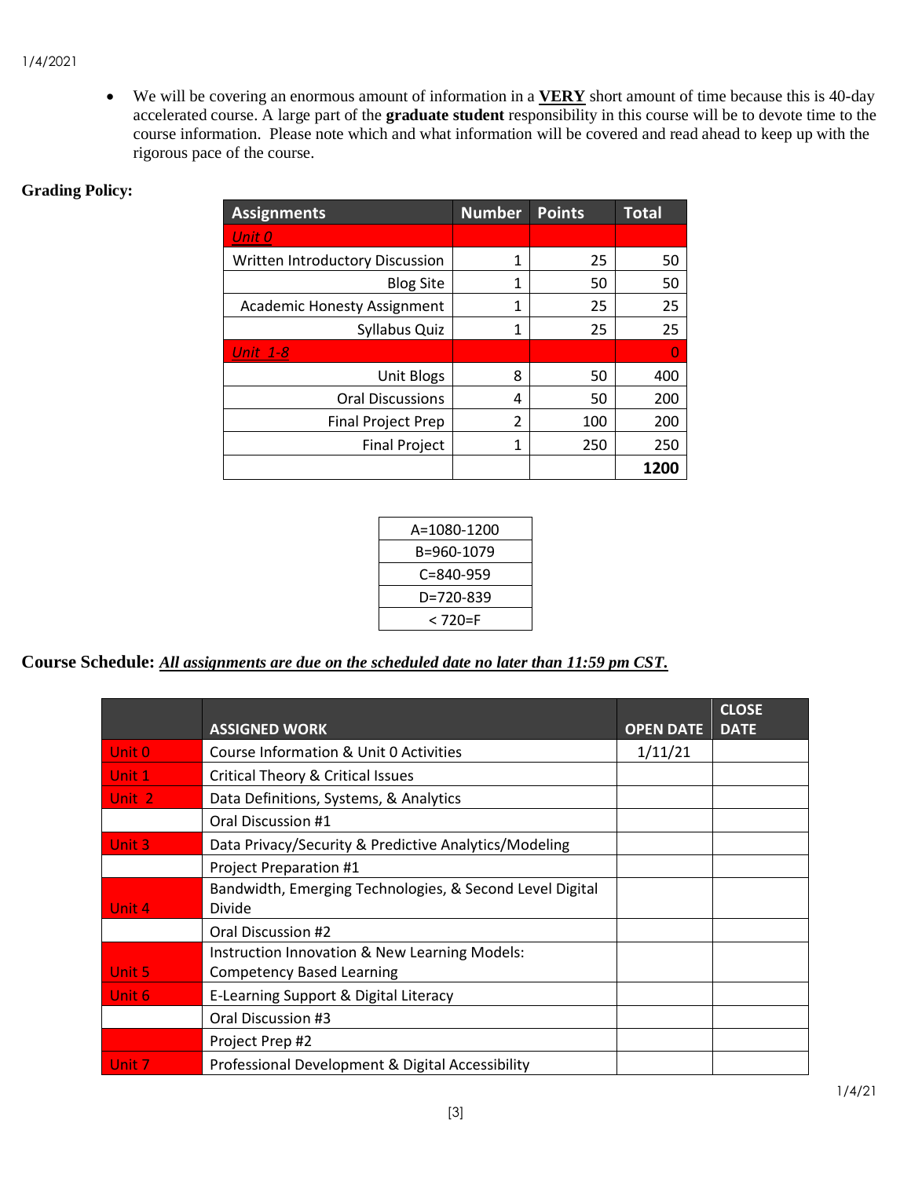- We will be covering an enormous amount of information in a **VERY** short amount of time because this is 40-day accelerated course. A large part of the **graduate student** responsibility in this course will be to devote time to the course information. Please note which and what information will be covered and read ahead to keep up with the rigorous pace of the course.

**Grading Policy:**

| Assignments | Number | Points | Total |
|---|---|---|---|
| *Unit 0* | | | |
| Written Introductory Discussion | 1 | 25 | 50 |
| Blog Site | 1 | 50 | 50 |
| Academic Honesty Assignment | 1 | 25 | 25 |
| Syllabus Quiz | 1 | 25 | 25 |
| *Unit 1-8* | | | 0 |
| Unit Blogs | 8 | 50 | 400 |
| Oral Discussions | 4 | 50 | 200 |
| Final Project Prep | 2 | 100 | 200 |
| Final Project | 1 | 250 | 250 |
| | | | **1200** |

| |
|---|
| A=1080-1200 |
| B=960-1079 |
| C=840-959 |
| D=720-839 |
| < 720=F |

**Course Schedule:** ***All assignments are due on the scheduled date no later than 11:59 pm CST.***

| | ASSIGNED WORK | OPEN DATE | CLOSE DATE |
|---|---|---|---|
| Unit 0 | Course Information & Unit 0 Activities | 1/11/21 | |
| Unit 1 | Critical Theory & Critical Issues | | |
| Unit 2 | Data Definitions, Systems, & Analytics | | |
| | Oral Discussion #1 | | |
| Unit 3 | Data Privacy/Security & Predictive Analytics/Modeling | | |
| | Project Preparation #1 | | |
| Unit 4 | Bandwidth, Emerging Technologies, & Second Level Digital Divide | | |
| | Oral Discussion #2 | | |
| Unit 5 | Instruction Innovation & New Learning Models: Competency Based Learning | | |
| Unit 6 | E-Learning Support & Digital Literacy | | |
| | Oral Discussion #3 | | |
| | Project Prep #2 | | |
| Unit 7 | Professional Development & Digital Accessibility | | |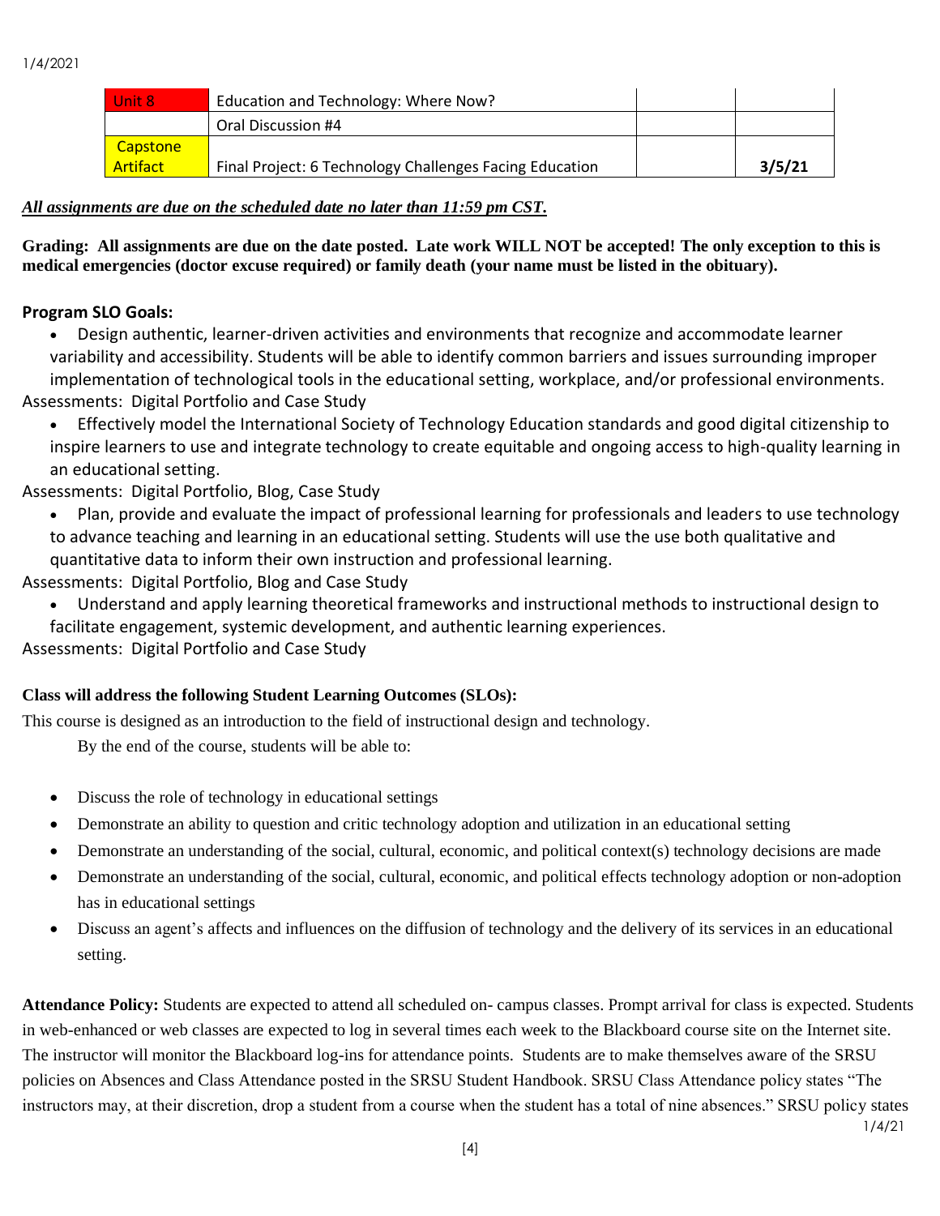| Unit 8 | Education and Technology: Where Now? | | |
|---|---|---|---|
| | Oral Discussion #4 | | |
| Capstone Artifact | Final Project: 6 Technology Challenges Facing Education | | **3/5/21** |

***All assignments are due on the scheduled date no later than 11:59 pm CST.***

**Grading: All assignments are due on the date posted. Late work WILL NOT be accepted! The only exception to this is medical emergencies (doctor excuse required) or family death (your name must be listed in the obituary).**

**Program SLO Goals:**

- Design authentic, learner-driven activities and environments that recognize and accommodate learner variability and accessibility. Students will be able to identify common barriers and issues surrounding improper implementation of technological tools in the educational setting, workplace, and/or professional environments.

Assessments: Digital Portfolio and Case Study

- Effectively model the International Society of Technology Education standards and good digital citizenship to inspire learners to use and integrate technology to create equitable and ongoing access to high-quality learning in an educational setting.

Assessments: Digital Portfolio, Blog, Case Study

- Plan, provide and evaluate the impact of professional learning for professionals and leaders to use technology to advance teaching and learning in an educational setting. Students will use the use both qualitative and quantitative data to inform their own instruction and professional learning.

Assessments: Digital Portfolio, Blog and Case Study

- Understand and apply learning theoretical frameworks and instructional methods to instructional design to facilitate engagement, systemic development, and authentic learning experiences.

Assessments: Digital Portfolio and Case Study

**Class will address the following Student Learning Outcomes (SLOs):**

This course is designed as an introduction to the field of instructional design and technology.

By the end of the course, students will be able to:

- Discuss the role of technology in educational settings
- Demonstrate an ability to question and critic technology adoption and utilization in an educational setting
- Demonstrate an understanding of the social, cultural, economic, and political context(s) technology decisions are made
- Demonstrate an understanding of the social, cultural, economic, and political effects technology adoption or non-adoption has in educational settings
- Discuss an agent's affects and influences on the diffusion of technology and the delivery of its services in an educational setting.

**Attendance Policy:** Students are expected to attend all scheduled on- campus classes. Prompt arrival for class is expected. Students in web-enhanced or web classes are expected to log in several times each week to the Blackboard course site on the Internet site. The instructor will monitor the Blackboard log-ins for attendance points. Students are to make themselves aware of the SRSU policies on Absences and Class Attendance posted in the SRSU Student Handbook. SRSU Class Attendance policy states "The instructors may, at their discretion, drop a student from a course when the student has a total of nine absences." SRSU policy states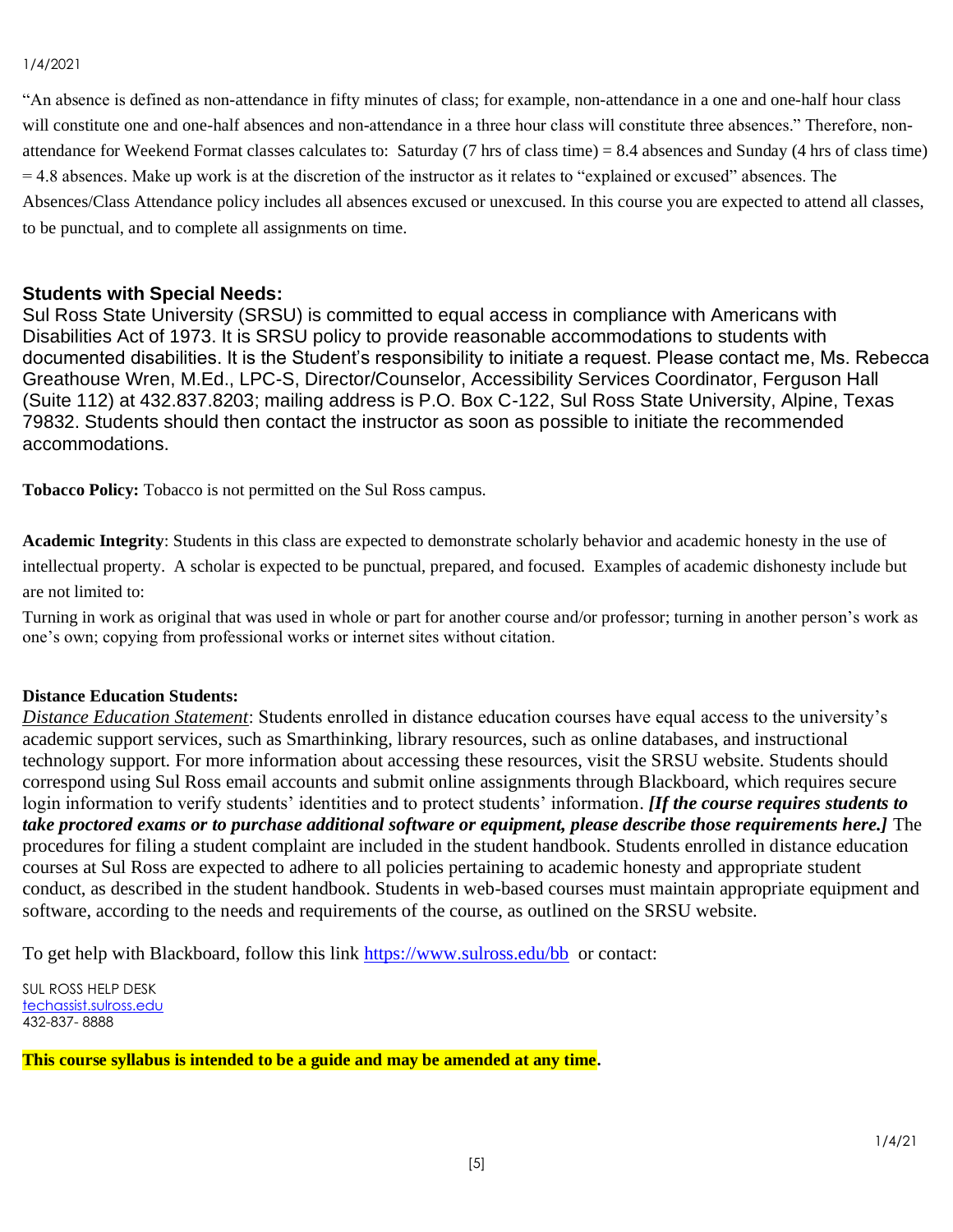"An absence is defined as non-attendance in fifty minutes of class; for example, non-attendance in a one and one-half hour class will constitute one and one-half absences and non-attendance in a three hour class will constitute three absences." Therefore, non-attendance for Weekend Format classes calculates to: Saturday (7 hrs of class time) = 8.4 absences and Sunday (4 hrs of class time) = 4.8 absences. Make up work is at the discretion of the instructor as it relates to "explained or excused" absences. The Absences/Class Attendance policy includes all absences excused or unexcused. In this course you are expected to attend all classes, to be punctual, and to complete all assignments on time.

## Students with Special Needs:

Sul Ross State University (SRSU) is committed to equal access in compliance with Americans with Disabilities Act of 1973. It is SRSU policy to provide reasonable accommodations to students with documented disabilities. It is the Student's responsibility to initiate a request. Please contact me, Ms. Rebecca Greathouse Wren, M.Ed., LPC-S, Director/Counselor, Accessibility Services Coordinator, Ferguson Hall (Suite 112) at 432.837.8203; mailing address is P.O. Box C-122, Sul Ross State University, Alpine, Texas 79832. Students should then contact the instructor as soon as possible to initiate the recommended accommodations.

**Tobacco Policy:** Tobacco is not permitted on the Sul Ross campus.

**Academic Integrity**: Students in this class are expected to demonstrate scholarly behavior and academic honesty in the use of intellectual property. A scholar is expected to be punctual, prepared, and focused. Examples of academic dishonesty include but are not limited to:

Turning in work as original that was used in whole or part for another course and/or professor; turning in another person's work as one's own; copying from professional works or internet sites without citation.

**Distance Education Students:**

*Distance Education Statement*: Students enrolled in distance education courses have equal access to the university's academic support services, such as Smarthinking, library resources, such as online databases, and instructional technology support. For more information about accessing these resources, visit the SRSU website. Students should correspond using Sul Ross email accounts and submit online assignments through Blackboard, which requires secure login information to verify students' identities and to protect students' information. ***[If the course requires students to take proctored exams or to purchase additional software or equipment, please describe those requirements here.]*** The procedures for filing a student complaint are included in the student handbook. Students enrolled in distance education courses at Sul Ross are expected to adhere to all policies pertaining to academic honesty and appropriate student conduct, as described in the student handbook. Students in web-based courses must maintain appropriate equipment and software, according to the needs and requirements of the course, as outlined on the SRSU website.

To get help with Blackboard, follow this link https://www.sulross.edu/bb or contact:

SUL ROSS HELP DESK
techassist.sulross.edu
432-837- 8888

**This course syllabus is intended to be a guide and may be amended at any time.**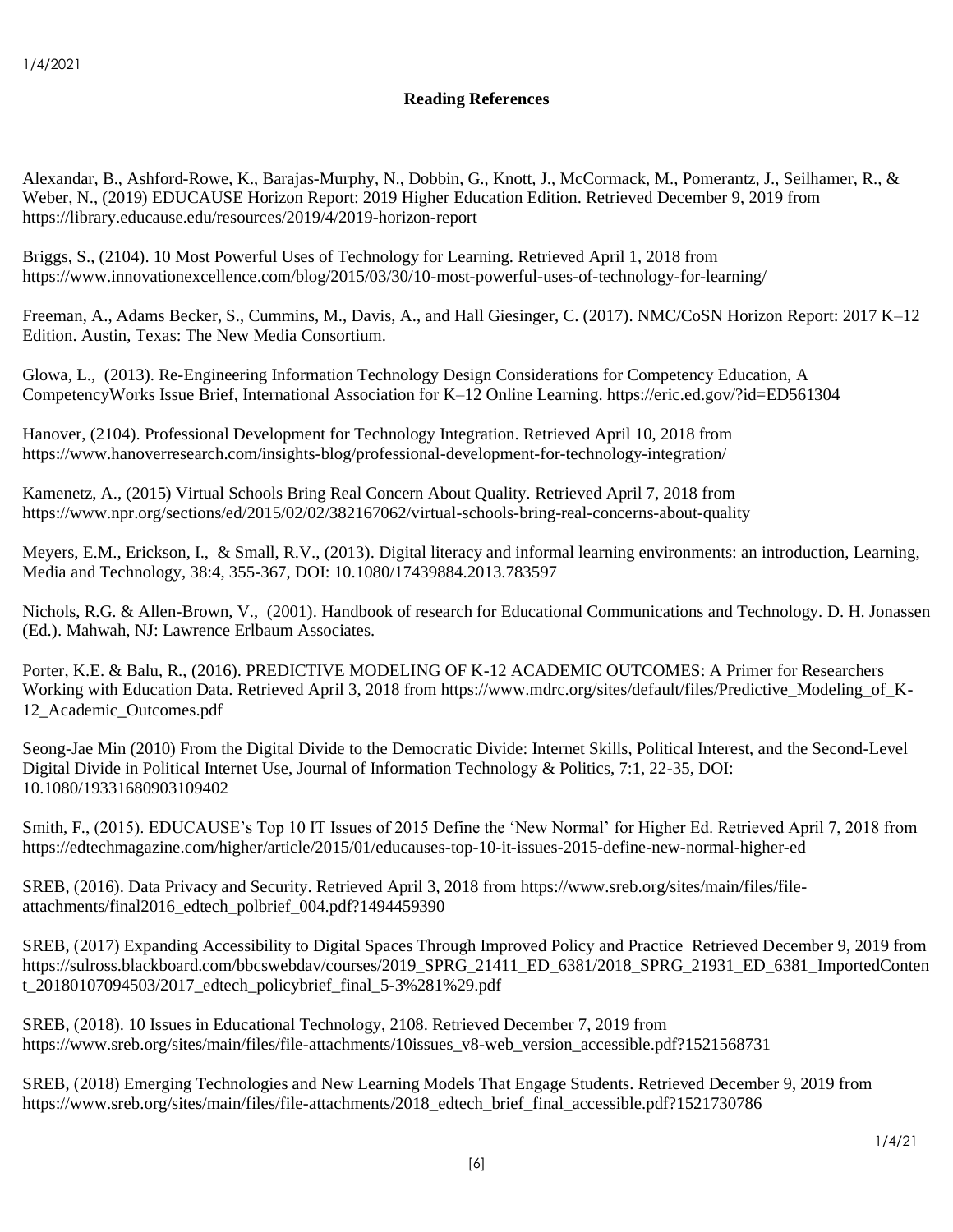**Reading References**

Alexandar, B., Ashford-Rowe, K., Barajas-Murphy, N., Dobbin, G., Knott, J., McCormack, M., Pomerantz, J., Seilhamer, R., & Weber, N., (2019) EDUCAUSE Horizon Report: 2019 Higher Education Edition. Retrieved December 9, 2019 from https://library.educause.edu/resources/2019/4/2019-horizon-report

Briggs, S., (2104). 10 Most Powerful Uses of Technology for Learning. Retrieved April 1, 2018 from https://www.innovationexcellence.com/blog/2015/03/30/10-most-powerful-uses-of-technology-for-learning/

Freeman, A., Adams Becker, S., Cummins, M., Davis, A., and Hall Giesinger, C. (2017). NMC/CoSN Horizon Report: 2017 K–12 Edition. Austin, Texas: The New Media Consortium.

Glowa, L., (2013). Re-Engineering Information Technology Design Considerations for Competency Education, A CompetencyWorks Issue Brief, International Association for K–12 Online Learning. https://eric.ed.gov/?id=ED561304

Hanover, (2104). Professional Development for Technology Integration. Retrieved April 10, 2018 from https://www.hanoverresearch.com/insights-blog/professional-development-for-technology-integration/

Kamenetz, A., (2015) Virtual Schools Bring Real Concern About Quality. Retrieved April 7, 2018 from https://www.npr.org/sections/ed/2015/02/02/382167062/virtual-schools-bring-real-concerns-about-quality

Meyers, E.M., Erickson, I., & Small, R.V., (2013). Digital literacy and informal learning environments: an introduction, Learning, Media and Technology, 38:4, 355-367, DOI: 10.1080/17439884.2013.783597

Nichols, R.G. & Allen-Brown, V., (2001). Handbook of research for Educational Communications and Technology. D. H. Jonassen (Ed.). Mahwah, NJ: Lawrence Erlbaum Associates.

Porter, K.E. & Balu, R., (2016). PREDICTIVE MODELING OF K-12 ACADEMIC OUTCOMES: A Primer for Researchers Working with Education Data. Retrieved April 3, 2018 from https://www.mdrc.org/sites/default/files/Predictive_Modeling_of_K-12_Academic_Outcomes.pdf

Seong-Jae Min (2010) From the Digital Divide to the Democratic Divide: Internet Skills, Political Interest, and the Second-Level Digital Divide in Political Internet Use, Journal of Information Technology & Politics, 7:1, 22-35, DOI: 10.1080/19331680903109402

Smith, F., (2015). EDUCAUSE's Top 10 IT Issues of 2015 Define the 'New Normal' for Higher Ed. Retrieved April 7, 2018 from https://edtechmagazine.com/higher/article/2015/01/educauses-top-10-it-issues-2015-define-new-normal-higher-ed

SREB, (2016). Data Privacy and Security. Retrieved April 3, 2018 from https://www.sreb.org/sites/main/files/file-attachments/final2016_edtech_polbrief_004.pdf?1494459390

SREB, (2017) Expanding Accessibility to Digital Spaces Through Improved Policy and Practice Retrieved December 9, 2019 from https://sulross.blackboard.com/bbcswebdav/courses/2019_SPRG_21411_ED_6381/2018_SPRG_21931_ED_6381_ImportedContent_20180107094503/2017_edtech_policybrief_final_5-3%281%29.pdf

SREB, (2018). 10 Issues in Educational Technology, 2108. Retrieved December 7, 2019 from https://www.sreb.org/sites/main/files/file-attachments/10issues_v8-web_version_accessible.pdf?1521568731

SREB, (2018) Emerging Technologies and New Learning Models That Engage Students. Retrieved December 9, 2019 from https://www.sreb.org/sites/main/files/file-attachments/2018_edtech_brief_final_accessible.pdf?1521730786